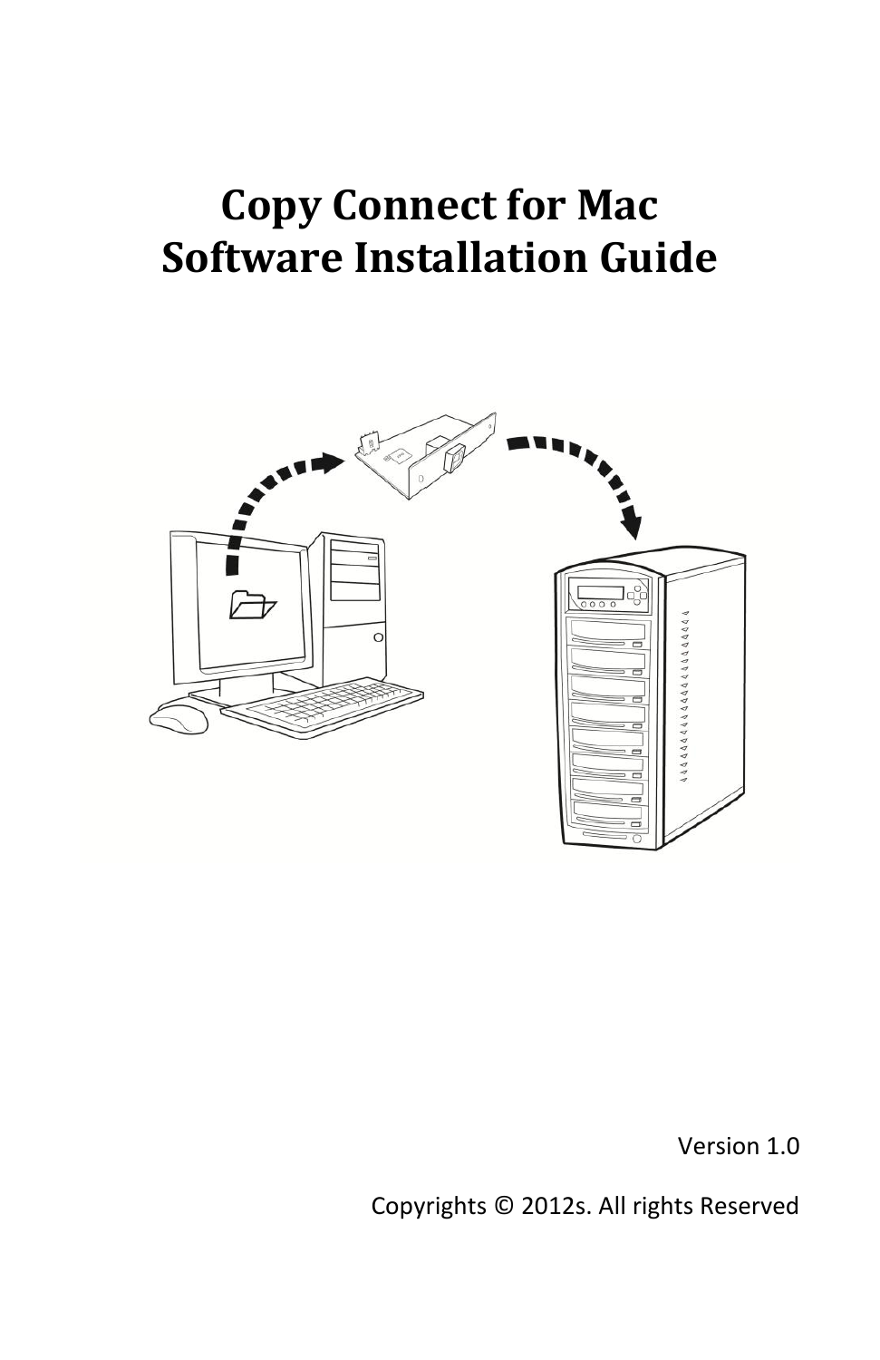# Copy Connect for Mac
# Software Installation Guide

Version 1.0

Copyrights © 2012s. All rights Reserved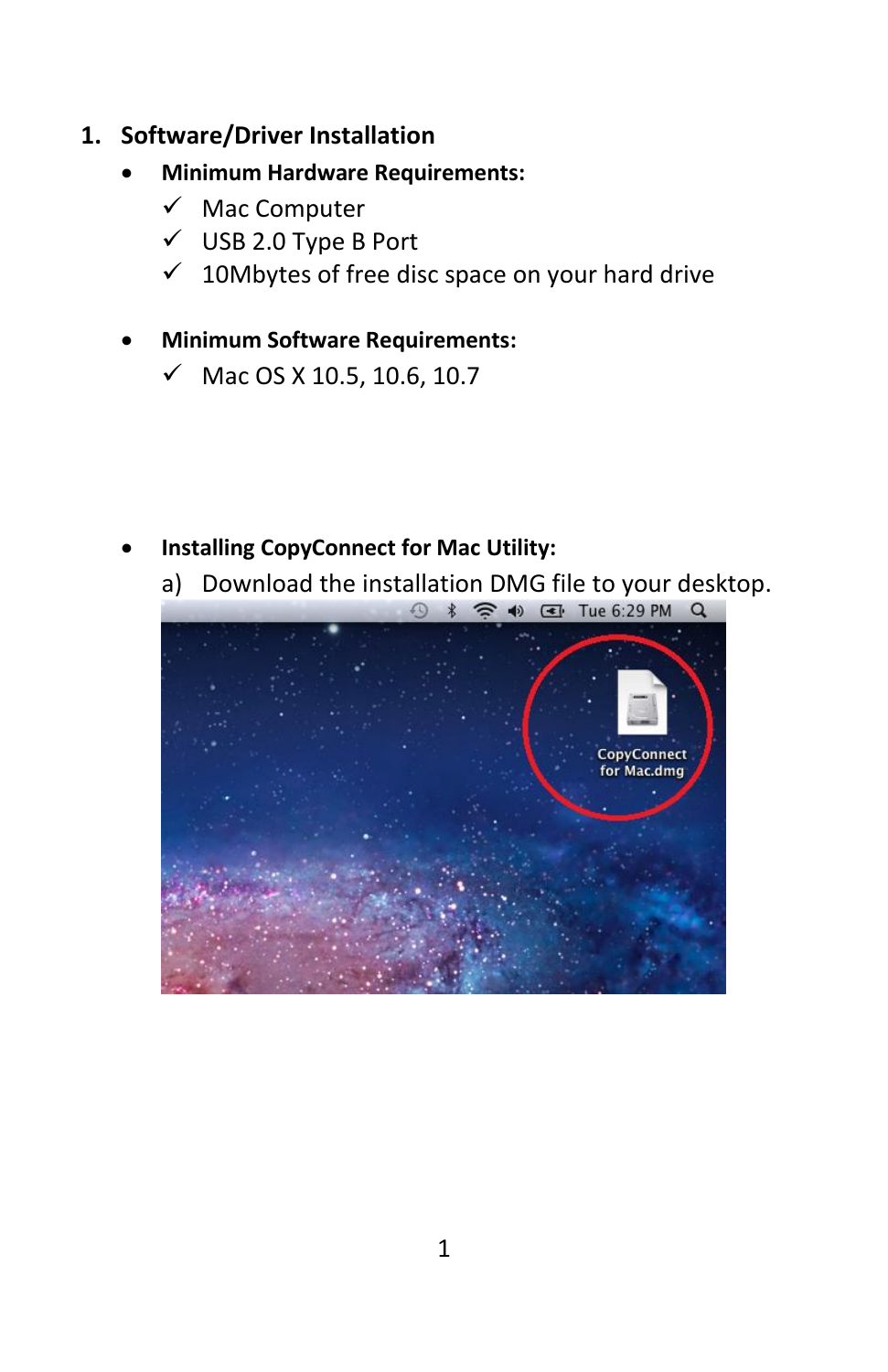## 1. Software/Driver Installation

- **Minimum Hardware Requirements:**
  - ✓ Mac Computer
  - ✓ USB 2.0 Type B Port
  - ✓ 10Mbytes of free disc space on your hard drive

- **Minimum Software Requirements:**
  - ✓ Mac OS X 10.5, 10.6, 10.7

- **Installing CopyConnect for Mac Utility:**

  a) Download the installation DMG file to your desktop.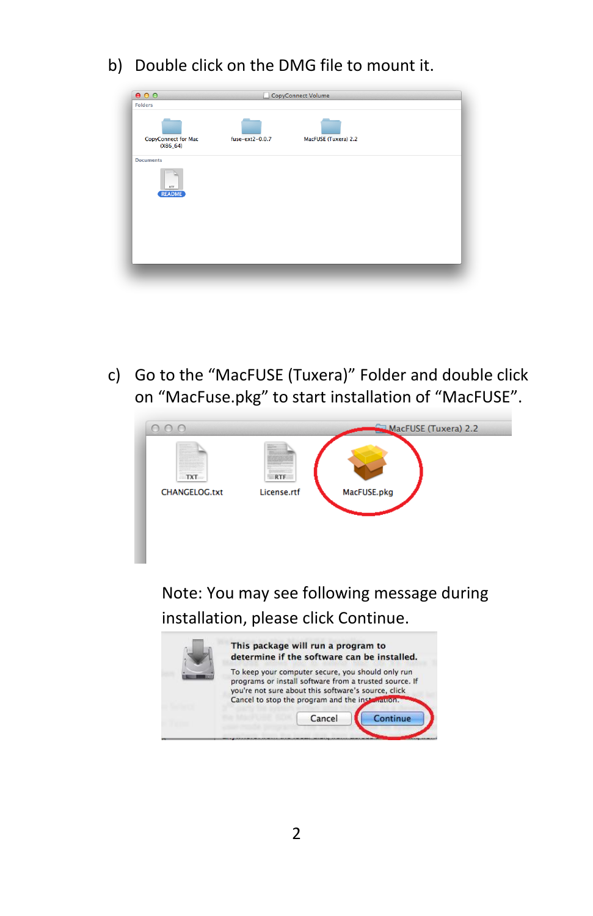b) Double click on the DMG file to mount it.

c) Go to the "MacFUSE (Tuxera)" Folder and double click on "MacFuse.pkg" to start installation of "MacFUSE".

Note: You may see following message during installation, please click Continue.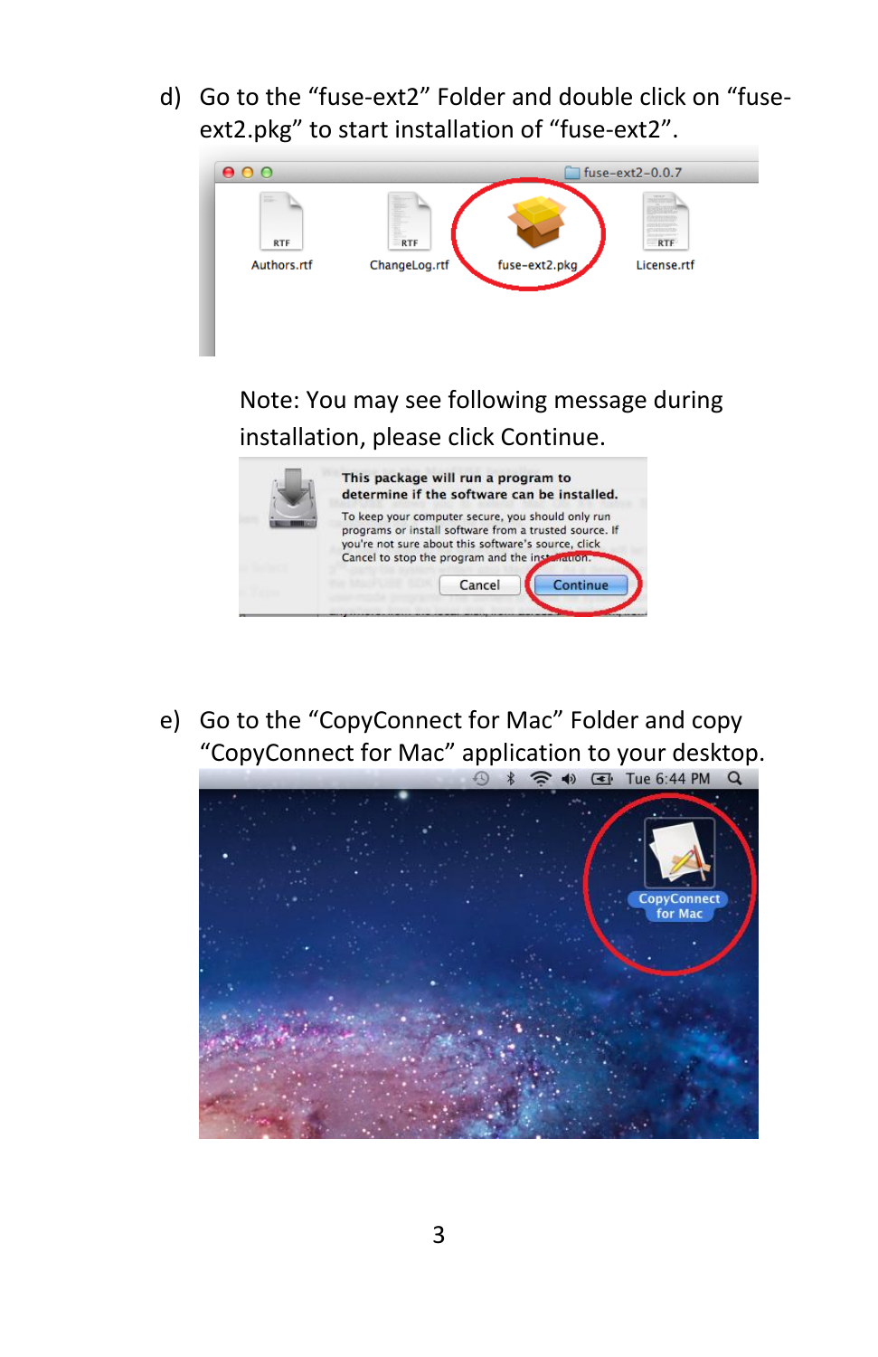d) Go to the “fuse-ext2” Folder and double click on “fuse-ext2.pkg” to start installation of “fuse-ext2”.

Note: You may see following message during installation, please click Continue.

e) Go to the “CopyConnect for Mac” Folder and copy “CopyConnect for Mac” application to your desktop.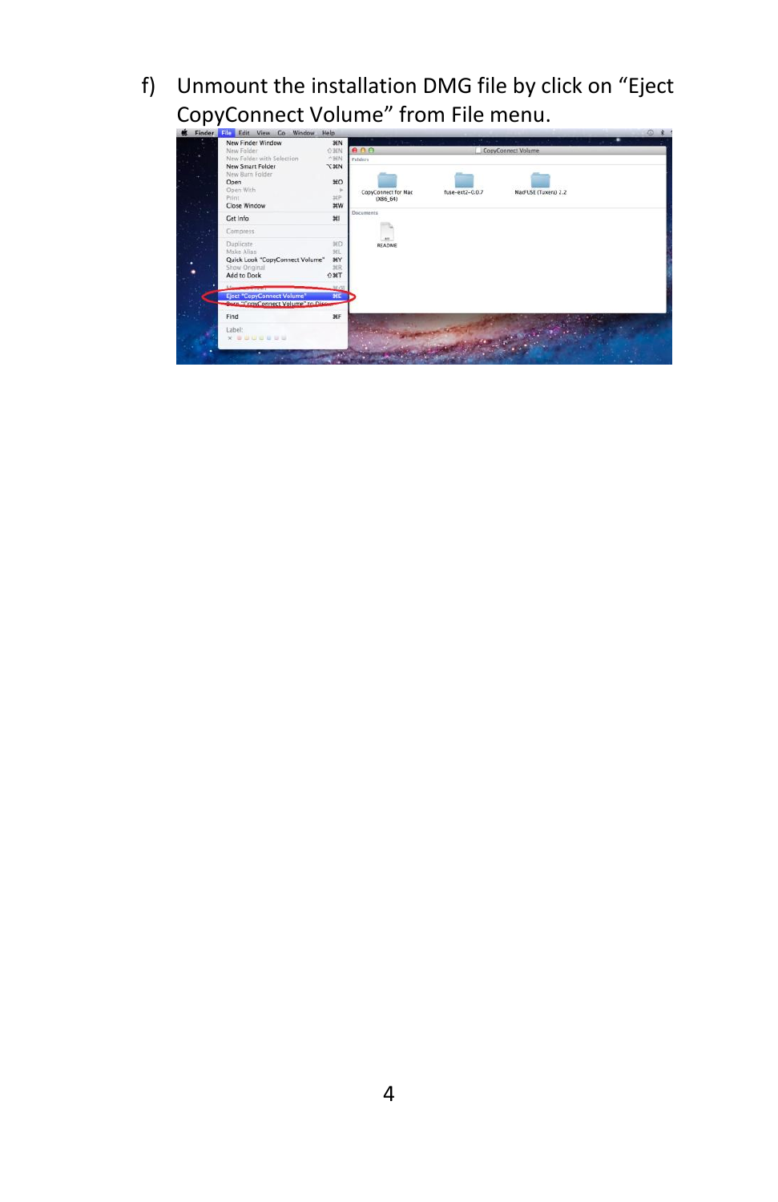f) Unmount the installation DMG file by click on "Eject CopyConnect Volume" from File menu.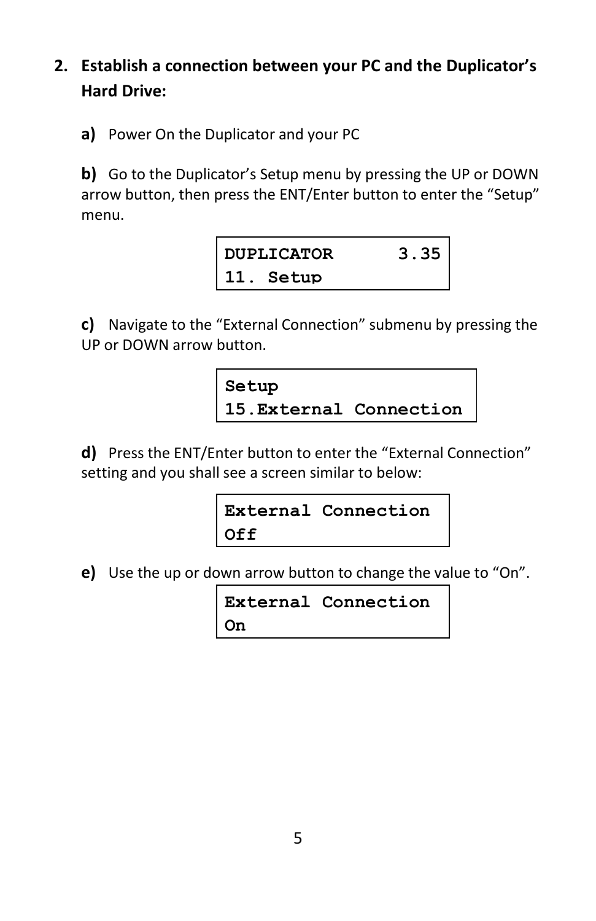2. **Establish a connection between your PC and the Duplicator's Hard Drive:**

   **a)** Power On the Duplicator and your PC

   **b)** Go to the Duplicator's Setup menu by pressing the UP or DOWN arrow button, then press the ENT/Enter button to enter the "Setup" menu.

   ```
   DUPLICATOR      3.35
   11. Setup
   ```

   **c)** Navigate to the "External Connection" submenu by pressing the UP or DOWN arrow button.

   ```
   Setup
   15.External Connection
   ```

   **d)** Press the ENT/Enter button to enter the "External Connection" setting and you shall see a screen similar to below:

   ```
   External Connection
   Off
   ```

   **e)** Use the up or down arrow button to change the value to "On".

   ```
   External Connection
   On
   ```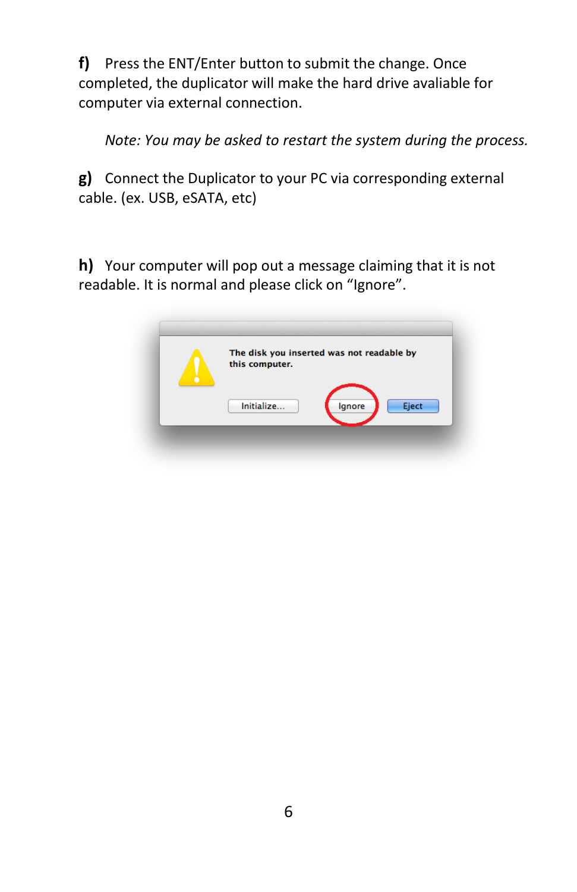**f)** Press the ENT/Enter button to submit the change. Once completed, the duplicator will make the hard drive avaliable for computer via external connection.

*Note: You may be asked to restart the system during the process.*

**g)** Connect the Duplicator to your PC via corresponding external cable. (ex. USB, eSATA, etc)

**h)** Your computer will pop out a message claiming that it is not readable. It is normal and please click on "Ignore".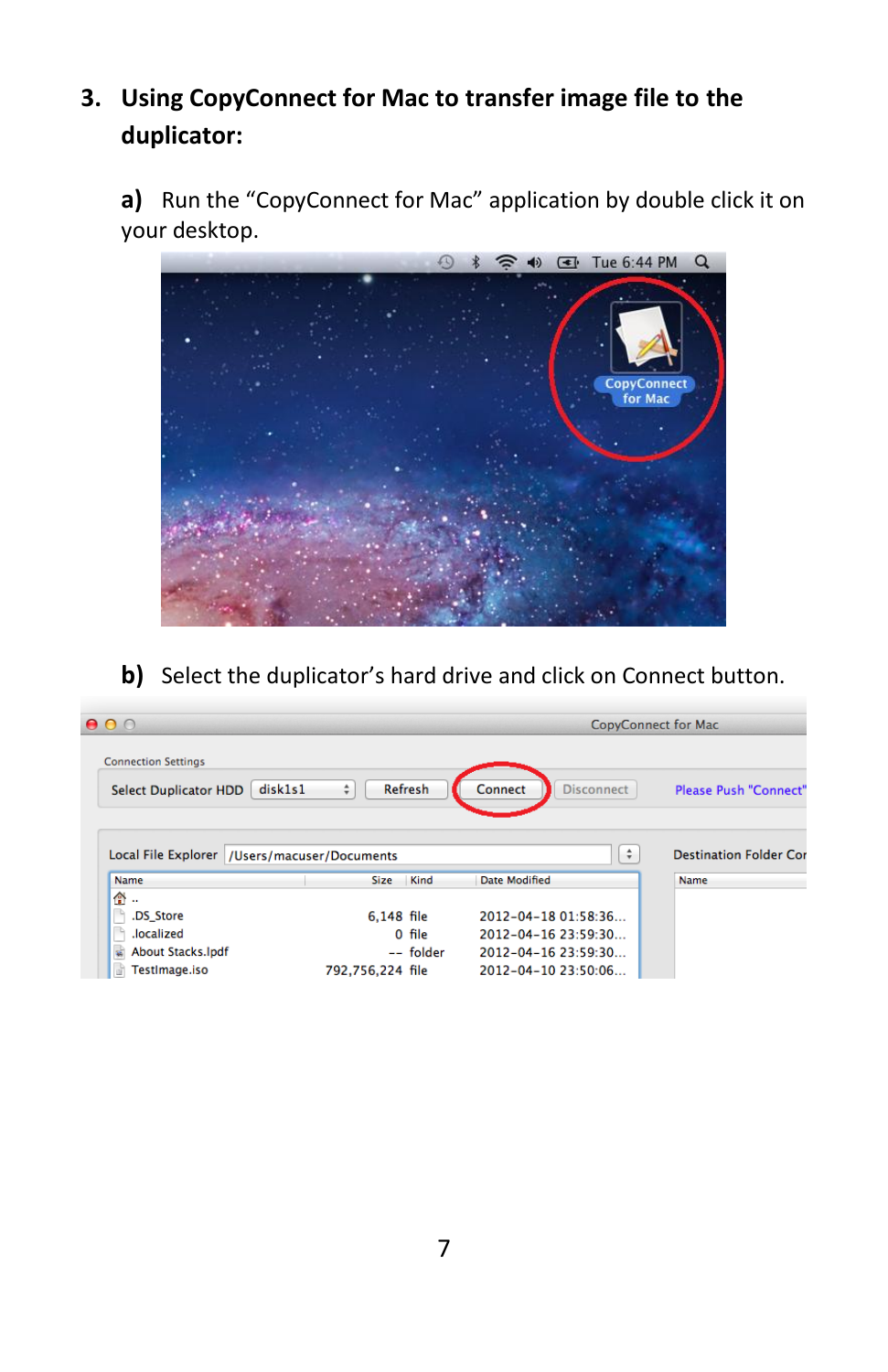## 3. Using CopyConnect for Mac to transfer image file to the duplicator:

**a)** Run the "CopyConnect for Mac" application by double click it on your desktop.

**b)** Select the duplicator's hard drive and click on Connect button.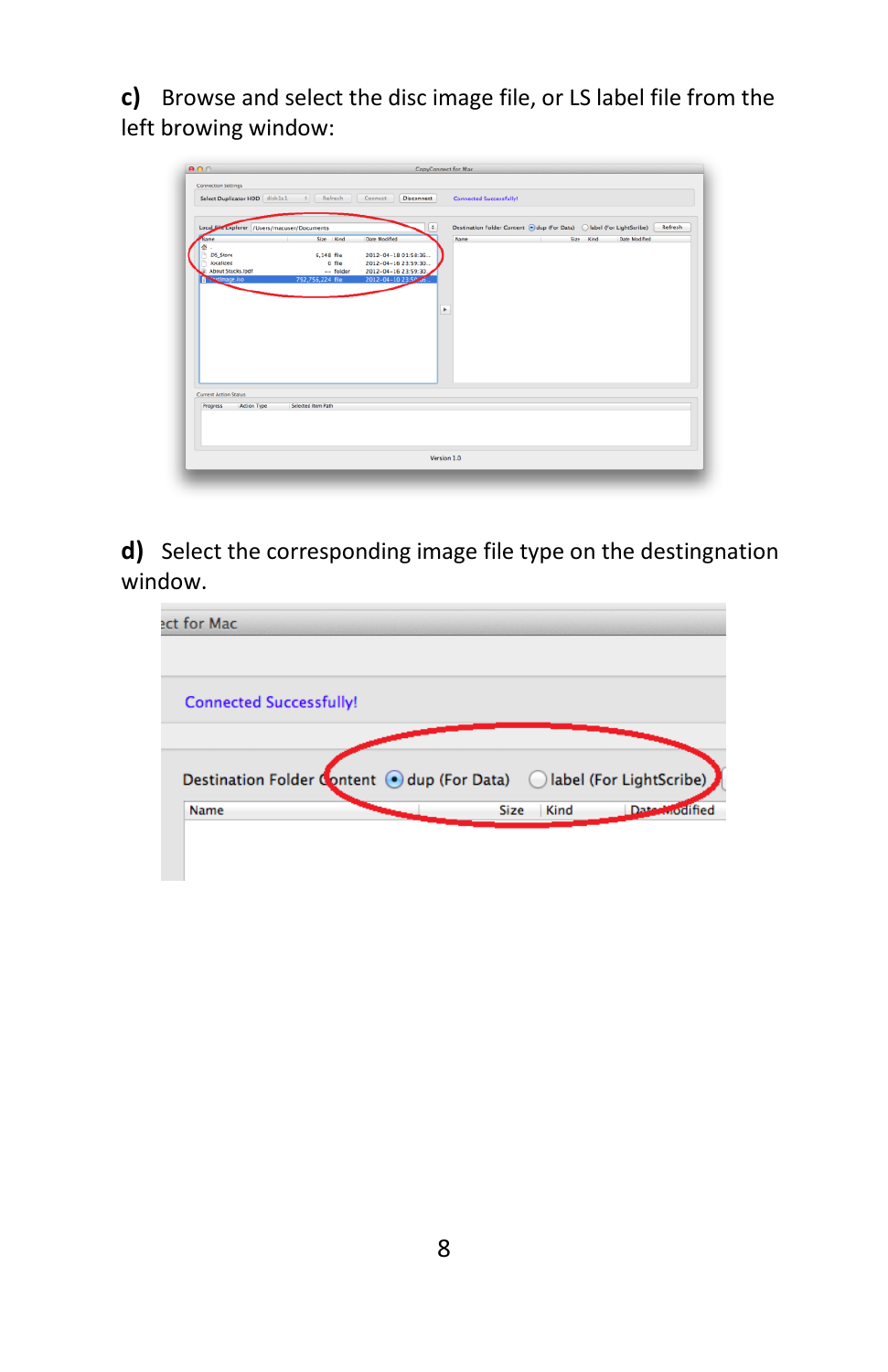**c)** Browse and select the disc image file, or LS label file from the left browing window:

**d)** Select the corresponding image file type on the destingnation window.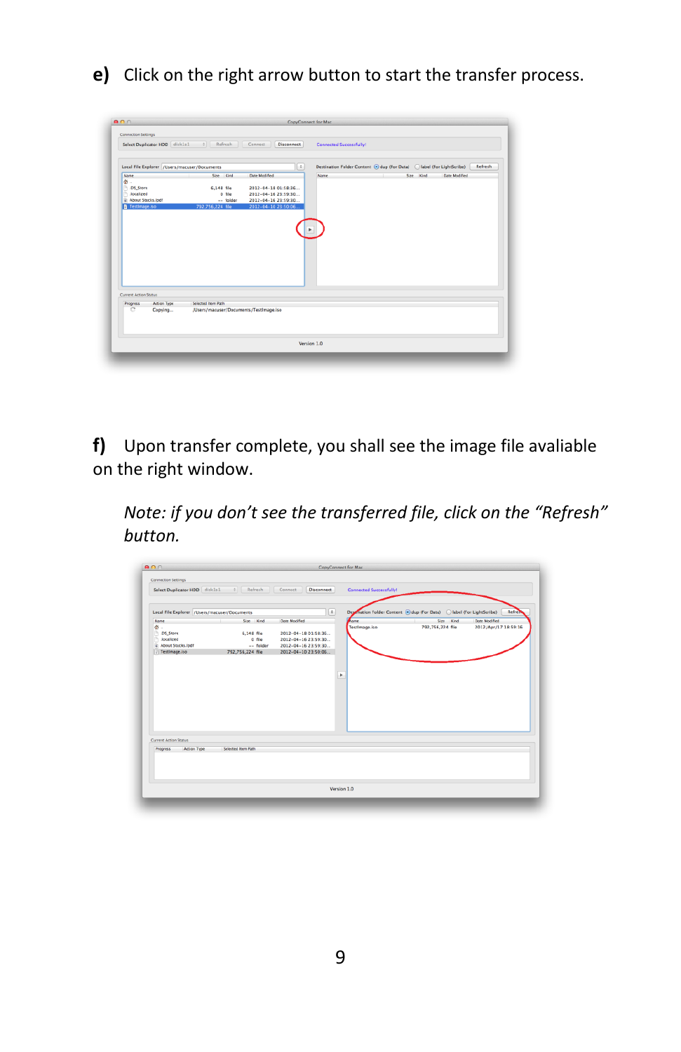**e)** Click on the right arrow button to start the transfer process.

**f)** Upon transfer complete, you shall see the image file avaliable on the right window.

*Note: if you don't see the transferred file, click on the "Refresh" button.*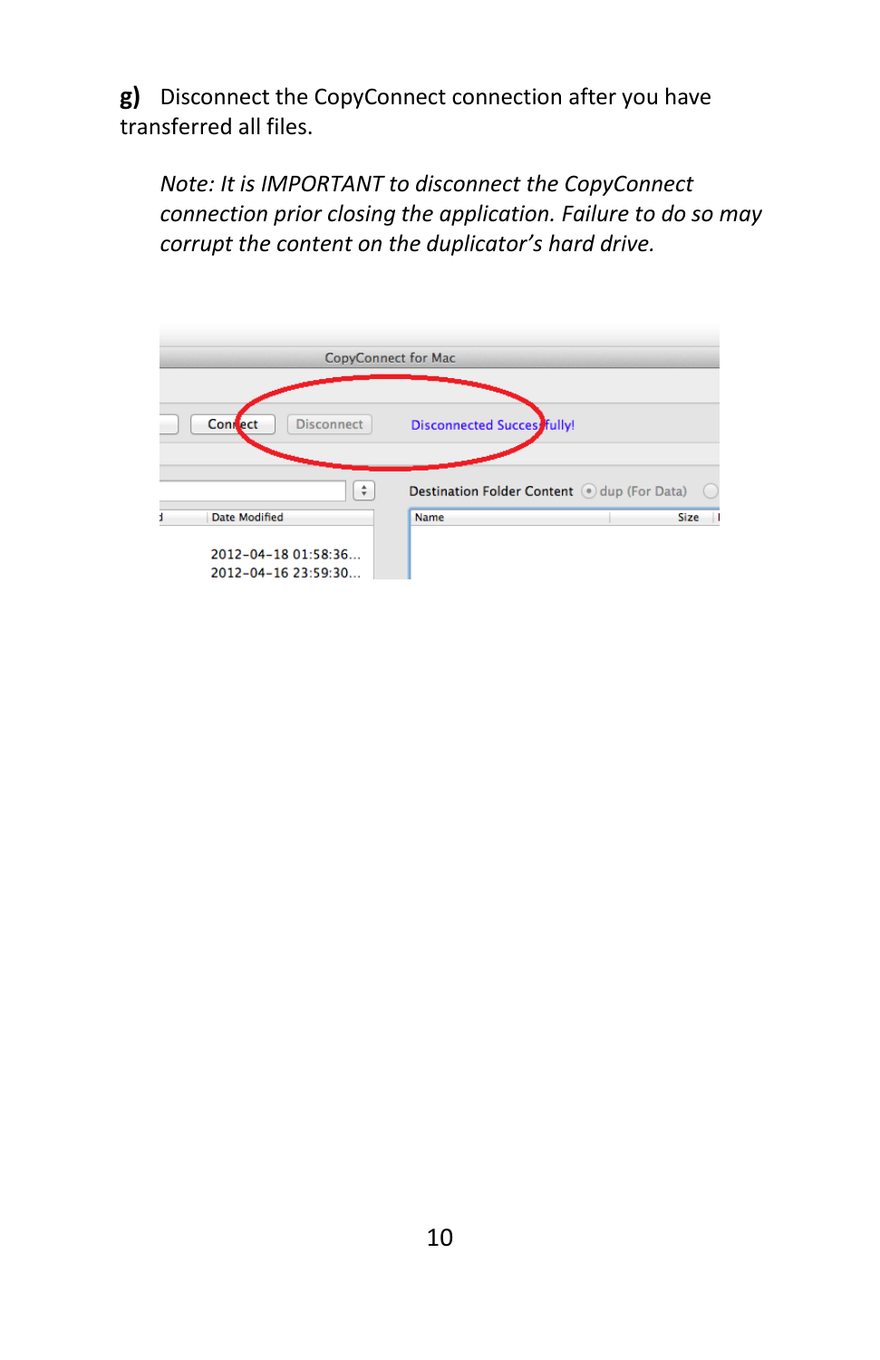**g)** Disconnect the CopyConnect connection after you have transferred all files.

*Note: It is IMPORTANT to disconnect the CopyConnect connection prior closing the application. Failure to do so may corrupt the content on the duplicator's hard drive.*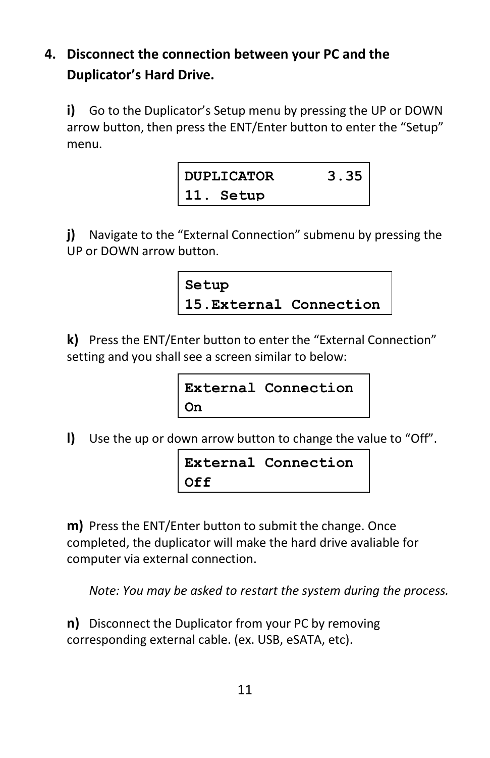4. **Disconnect the connection between your PC and the Duplicator's Hard Drive.**

**i)** Go to the Duplicator's Setup menu by pressing the UP or DOWN arrow button, then press the ENT/Enter button to enter the "Setup" menu.

```
DUPLICATOR      3.35
11. Setup
```

**j)** Navigate to the "External Connection" submenu by pressing the UP or DOWN arrow button.

```
Setup
15.External Connection
```

**k)** Press the ENT/Enter button to enter the "External Connection" setting and you shall see a screen similar to below:

```
External Connection
On
```

**l)** Use the up or down arrow button to change the value to "Off".

```
External Connection
Off
```

**m)** Press the ENT/Enter button to submit the change. Once completed, the duplicator will make the hard drive avaliable for computer via external connection.

*Note: You may be asked to restart the system during the process.*

**n)** Disconnect the Duplicator from your PC by removing corresponding external cable. (ex. USB, eSATA, etc).